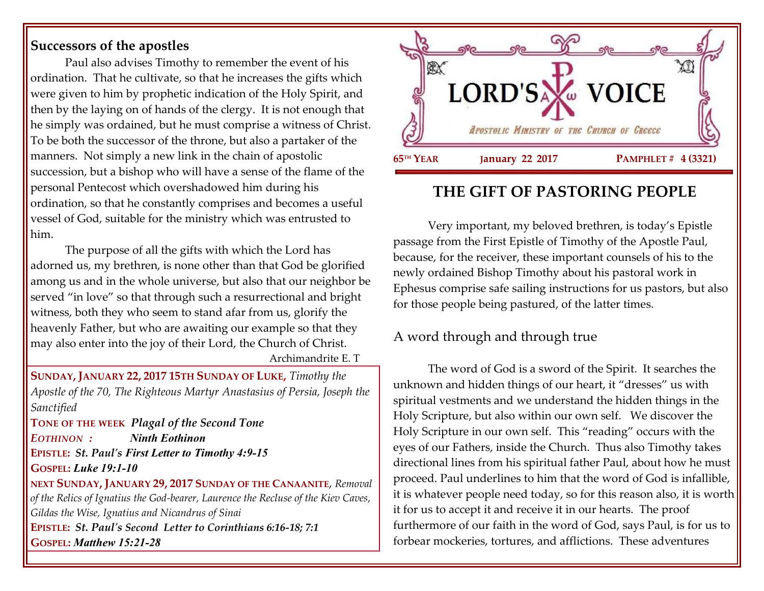# LORD'S VOICE

*Apostolic Ministry of the Church of Greece*

**65th Year** | **January 22 2017** | **Pamphlet # 4 (3321)**

## THE GIFT OF PASTORING PEOPLE

Very important, my beloved brethren, is today's Epistle passage from the First Epistle of Timothy of the Apostle Paul, because, for the receiver, these important counsels of his to the newly ordained Bishop Timothy about his pastoral work in Ephesus comprise safe sailing instructions for us pastors, but also for those people being pastured, of the latter times.

### A word through and through true

The word of God is a sword of the Spirit. It searches the unknown and hidden things of our heart, it "dresses" us with spiritual vestments and we understand the hidden things in the Holy Scripture, but also within our own self. We discover the Holy Scripture in our own self. This "reading" occurs with the eyes of our Fathers, inside the Church. Thus also Timothy takes directional lines from his spiritual father Paul, about how he must proceed. Paul underlines to him that the word of God is infallible, it is whatever people need today, so for this reason also, it is worth it for us to accept it and receive it in our hearts. The proof furthermore of our faith in the word of God, says Paul, is for us to forbear mockeries, tortures, and afflictions. These adventures

### Successors of the apostles

Paul also advises Timothy to remember the event of his ordination. That he cultivate, so that he increases the gifts which were given to him by prophetic indication of the Holy Spirit, and then by the laying on of hands of the clergy. It is not enough that he simply was ordained, but he must comprise a witness of Christ. To be both the successor of the throne, but also a partaker of the manners. Not simply a new link in the chain of apostolic succession, but a bishop who will have a sense of the flame of the personal Pentecost which overshadowed him during his ordination, so that he constantly comprises and becomes a useful vessel of God, suitable for the ministry which was entrusted to him.

The purpose of all the gifts with which the Lord has adorned us, my brethren, is none other than that God be glorified among us and in the whole universe, but also that our neighbor be served "in love" so that through such a resurrectional and bright witness, both they who seem to stand afar from us, glorify the heavenly Father, but who are awaiting our example so that they may also enter into the joy of their Lord, the Church of Christ.

Archimandrite E. T

---

**SUNDAY, JANUARY 22, 2017 15TH SUNDAY OF LUKE,** *Timothy the Apostle of the 70, The Righteous Martyr Anastasius of Persia, Joseph the Sanctified*

**TONE OF THE WEEK** ***Plagal of the Second Tone***

***EOTHINON :*** ***Ninth Eothinon***

**EPISTLE:** ***St. Paul's First Letter to Timothy 4:9-15***

**GOSPEL:** ***Luke 19:1-10***

**NEXT SUNDAY, JANUARY 29, 2017 SUNDAY OF THE CANAANITE**, *Removal of the Relics of Ignatius the God-bearer, Laurence the Recluse of the Kiev Caves, Gildas the Wise, Ignatius and Nicandrus of Sinai*

**EPISTLE:** ***St. Paul's Second Letter to Corinthians 6:16-18; 7:1***

**GOSPEL:** ***Matthew 15:21-28***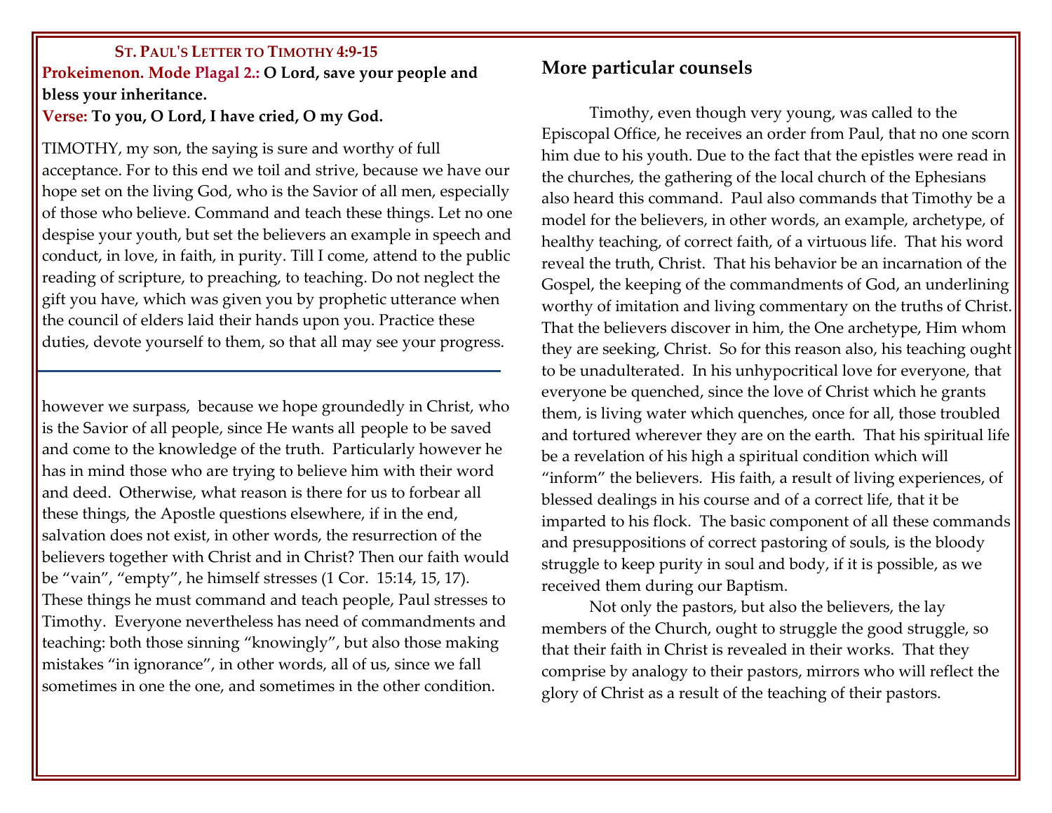**ST. PAUL'S LETTER TO TIMOTHY 4:9-15**

**Prokeimenon. Mode Plagal 2.: O Lord, save your people and bless your inheritance.**

**Verse: To you, O Lord, I have cried, O my God.**

TIMOTHY, my son, the saying is sure and worthy of full acceptance. For to this end we toil and strive, because we have our hope set on the living God, who is the Savior of all men, especially of those who believe. Command and teach these things. Let no one despise your youth, but set the believers an example in speech and conduct, in love, in faith, in purity. Till I come, attend to the public reading of scripture, to preaching, to teaching. Do not neglect the gift you have, which was given you by prophetic utterance when the council of elders laid their hands upon you. Practice these duties, devote yourself to them, so that all may see your progress.

---

however we surpass, because we hope groundedly in Christ, who is the Savior of all people, since He wants all people to be saved and come to the knowledge of the truth. Particularly however he has in mind those who are trying to believe him with their word and deed. Otherwise, what reason is there for us to forbear all these things, the Apostle questions elsewhere, if in the end, salvation does not exist, in other words, the resurrection of the believers together with Christ and in Christ? Then our faith would be "vain", "empty", he himself stresses (1 Cor. 15:14, 15, 17). These things he must command and teach people, Paul stresses to Timothy. Everyone nevertheless has need of commandments and teaching: both those sinning "knowingly", but also those making mistakes "in ignorance", in other words, all of us, since we fall sometimes in one the one, and sometimes in the other condition.

## More particular counsels

Timothy, even though very young, was called to the Episcopal Office, he receives an order from Paul, that no one scorn him due to his youth. Due to the fact that the epistles were read in the churches, the gathering of the local church of the Ephesians also heard this command. Paul also commands that Timothy be a model for the believers, in other words, an example, archetype, of healthy teaching, of correct faith, of a virtuous life. That his word reveal the truth, Christ. That his behavior be an incarnation of the Gospel, the keeping of the commandments of God, an underlining worthy of imitation and living commentary on the truths of Christ. That the believers discover in him, the One archetype, Him whom they are seeking, Christ. So for this reason also, his teaching ought to be unadulterated. In his unhypocritical love for everyone, that everyone be quenched, since the love of Christ which he grants them, is living water which quenches, once for all, those troubled and tortured wherever they are on the earth. That his spiritual life be a revelation of his high a spiritual condition which will "inform" the believers. His faith, a result of living experiences, of blessed dealings in his course and of a correct life, that it be imparted to his flock. The basic component of all these commands and presuppositions of correct pastoring of souls, is the bloody struggle to keep purity in soul and body, if it is possible, as we received them during our Baptism.

Not only the pastors, but also the believers, the lay members of the Church, ought to struggle the good struggle, so that their faith in Christ is revealed in their works. That they comprise by analogy to their pastors, mirrors who will reflect the glory of Christ as a result of the teaching of their pastors.